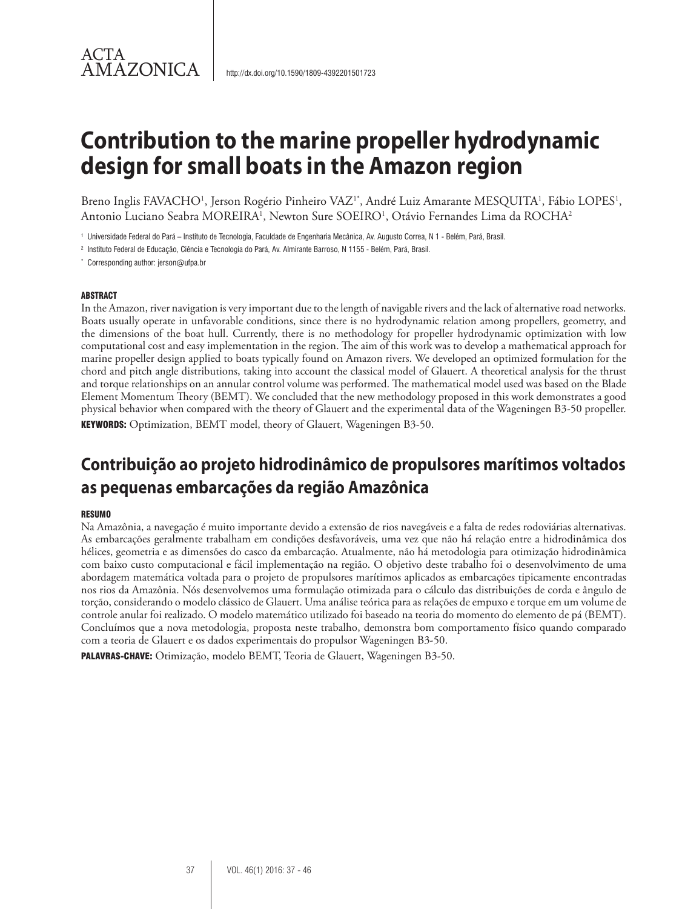ACTA AMAZONICA

http://dx.doi.org/10.1590/1809-4392201501723

# Contribution to the marine propeller hydrodynamic design for small boats in the Amazon region

Breno Inglis FAVACHO[1], Jerson Rogério Pinheiro VAZ[1*], André Luiz Amarante MESQUITA[1], Fábio LOPES[1], Antonio Luciano Seabra MOREIRA[1], Newton Sure SOEIRO[1], Otávio Fernandes Lima da ROCHA[2]

[1] Universidade Federal do Pará – Instituto de Tecnologia, Faculdade de Engenharia Mecânica, Av. Augusto Correa, N 1 - Belém, Pará, Brasil.

[2] Instituto Federal de Educação, Ciência e Tecnologia do Pará, Av. Almirante Barroso, N 1155 - Belém, Pará, Brasil.

[*] Corresponding author: jerson@ufpa.br

#### ABSTRACT

In the Amazon, river navigation is very important due to the length of navigable rivers and the lack of alternative road networks. Boats usually operate in unfavorable conditions, since there is no hydrodynamic relation among propellers, geometry, and the dimensions of the boat hull. Currently, there is no methodology for propeller hydrodynamic optimization with low computational cost and easy implementation in the region. The aim of this work was to develop a mathematical approach for marine propeller design applied to boats typically found on Amazon rivers. We developed an optimized formulation for the chord and pitch angle distributions, taking into account the classical model of Glauert. A theoretical analysis for the thrust and torque relationships on an annular control volume was performed. The mathematical model used was based on the Blade Element Momentum Theory (BEMT). We concluded that the new methodology proposed in this work demonstrates a good physical behavior when compared with the theory of Glauert and the experimental data of the Wageningen B3-50 propeller.

**KEYWORDS:** Optimization, BEMT model, theory of Glauert, Wageningen B3-50.

## Contribuição ao projeto hidrodinâmico de propulsores marítimos voltados as pequenas embarcações da região Amazônica

#### RESUMO

Na Amazônia, a navegação é muito importante devido a extensão de rios navegáveis e a falta de redes rodoviárias alternativas. As embarcações geralmente trabalham em condições desfavoráveis, uma vez que não há relação entre a hidrodinâmica dos hélices, geometria e as dimensões do casco da embarcação. Atualmente, não há metodologia para otimização hidrodinâmica com baixo custo computacional e fácil implementação na região. O objetivo deste trabalho foi o desenvolvimento de uma abordagem matemática voltada para o projeto de propulsores marítimos aplicados as embarcações tipicamente encontradas nos rios da Amazônia. Nós desenvolvemos uma formulação otimizada para o cálculo das distribuições de corda e ângulo de torção, considerando o modelo clássico de Glauert. Uma análise teórica para as relações de empuxo e torque em um volume de controle anular foi realizado. O modelo matemático utilizado foi baseado na teoria do momento do elemento de pá (BEMT). Concluímos que a nova metodologia, proposta neste trabalho, demonstra bom comportamento físico quando comparado com a teoria de Glauert e os dados experimentais do propulsor Wageningen B3-50.

**PALAVRAS-CHAVE:** Otimização, modelo BEMT, Teoria de Glauert, Wageningen B3-50.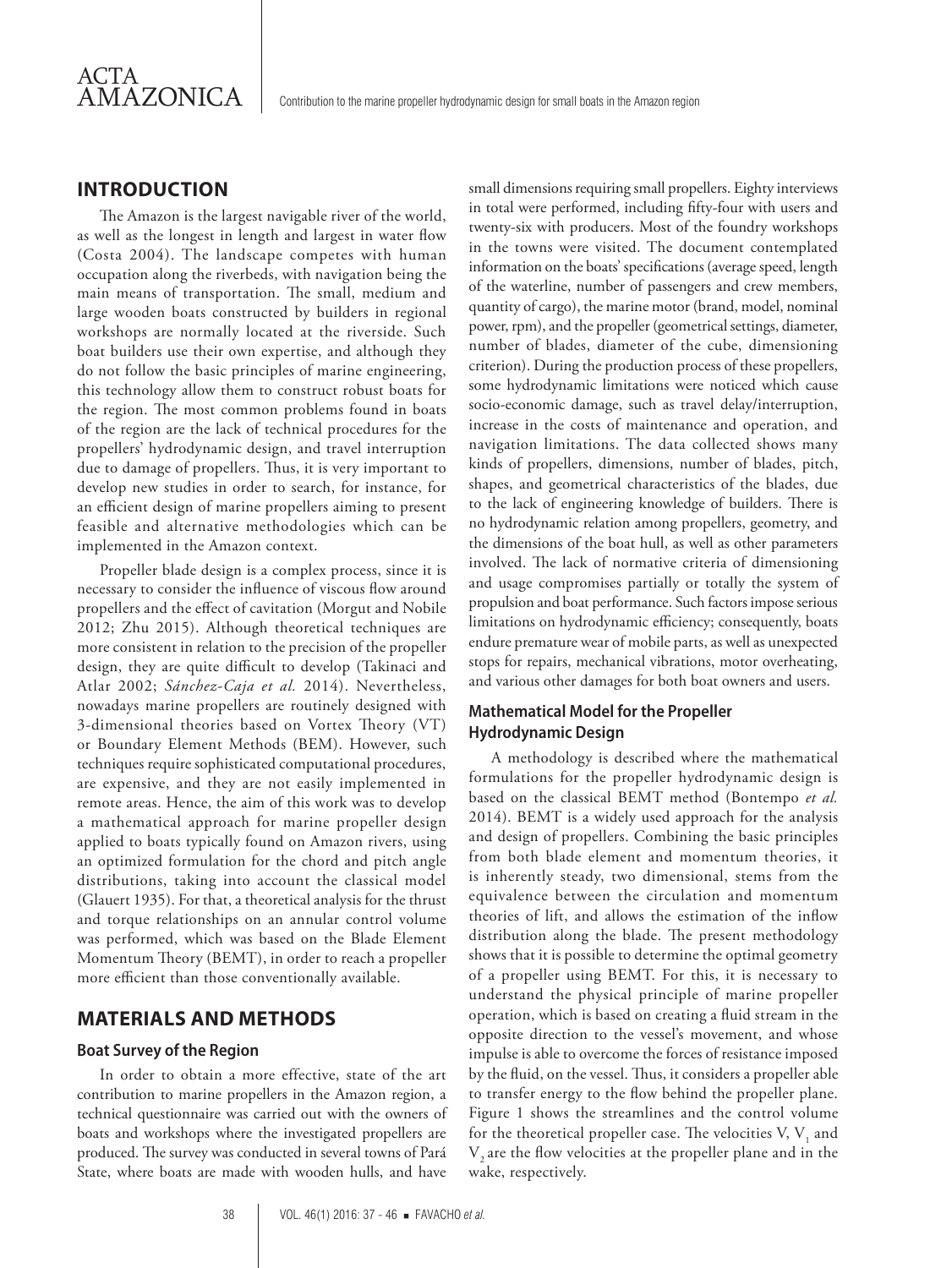## INTRODUCTION

The Amazon is the largest navigable river of the world, as well as the longest in length and largest in water flow (Costa 2004). The landscape competes with human occupation along the riverbeds, with navigation being the main means of transportation. The small, medium and large wooden boats constructed by builders in regional workshops are normally located at the riverside. Such boat builders use their own expertise, and although they do not follow the basic principles of marine engineering, this technology allow them to construct robust boats for the region. The most common problems found in boats of the region are the lack of technical procedures for the propellers' hydrodynamic design, and travel interruption due to damage of propellers. Thus, it is very important to develop new studies in order to search, for instance, for an efficient design of marine propellers aiming to present feasible and alternative methodologies which can be implemented in the Amazon context.

Propeller blade design is a complex process, since it is necessary to consider the influence of viscous flow around propellers and the effect of cavitation (Morgut and Nobile 2012; Zhu 2015). Although theoretical techniques are more consistent in relation to the precision of the propeller design, they are quite difficult to develop (Takinaci and Atlar 2002; *Sánchez-Caja et al.* 2014). Nevertheless, nowadays marine propellers are routinely designed with 3-dimensional theories based on Vortex Theory (VT) or Boundary Element Methods (BEM). However, such techniques require sophisticated computational procedures, are expensive, and they are not easily implemented in remote areas. Hence, the aim of this work was to develop a mathematical approach for marine propeller design applied to boats typically found on Amazon rivers, using an optimized formulation for the chord and pitch angle distributions, taking into account the classical model (Glauert 1935). For that, a theoretical analysis for the thrust and torque relationships on an annular control volume was performed, which was based on the Blade Element Momentum Theory (BEMT), in order to reach a propeller more efficient than those conventionally available.

## MATERIALS AND METHODS

### Boat Survey of the Region

In order to obtain a more effective, state of the art contribution to marine propellers in the Amazon region, a technical questionnaire was carried out with the owners of boats and workshops where the investigated propellers are produced. The survey was conducted in several towns of Pará State, where boats are made with wooden hulls, and have small dimensions requiring small propellers. Eighty interviews in total were performed, including fifty-four with users and twenty-six with producers. Most of the foundry workshops in the towns were visited. The document contemplated information on the boats' specifications (average speed, length of the waterline, number of passengers and crew members, quantity of cargo), the marine motor (brand, model, nominal power, rpm), and the propeller (geometrical settings, diameter, number of blades, diameter of the cube, dimensioning criterion). During the production process of these propellers, some hydrodynamic limitations were noticed which cause socio-economic damage, such as travel delay/interruption, increase in the costs of maintenance and operation, and navigation limitations. The data collected shows many kinds of propellers, dimensions, number of blades, pitch, shapes, and geometrical characteristics of the blades, due to the lack of engineering knowledge of builders. There is no hydrodynamic relation among propellers, geometry, and the dimensions of the boat hull, as well as other parameters involved. The lack of normative criteria of dimensioning and usage compromises partially or totally the system of propulsion and boat performance. Such factors impose serious limitations on hydrodynamic efficiency; consequently, boats endure premature wear of mobile parts, as well as unexpected stops for repairs, mechanical vibrations, motor overheating, and various other damages for both boat owners and users.

### Mathematical Model for the Propeller Hydrodynamic Design

A methodology is described where the mathematical formulations for the propeller hydrodynamic design is based on the classical BEMT method (Bontempo *et al.* 2014). BEMT is a widely used approach for the analysis and design of propellers. Combining the basic principles from both blade element and momentum theories, it is inherently steady, two dimensional, stems from the equivalence between the circulation and momentum theories of lift, and allows the estimation of the inflow distribution along the blade. The present methodology shows that it is possible to determine the optimal geometry of a propeller using BEMT. For this, it is necessary to understand the physical principle of marine propeller operation, which is based on creating a fluid stream in the opposite direction to the vessel's movement, and whose impulse is able to overcome the forces of resistance imposed by the fluid, on the vessel. Thus, it considers a propeller able to transfer energy to the flow behind the propeller plane. Figure 1 shows the streamlines and the control volume for the theoretical propeller case. The velocities V, $V_1$ and $V_2$ are the flow velocities at the propeller plane and in the wake, respectively.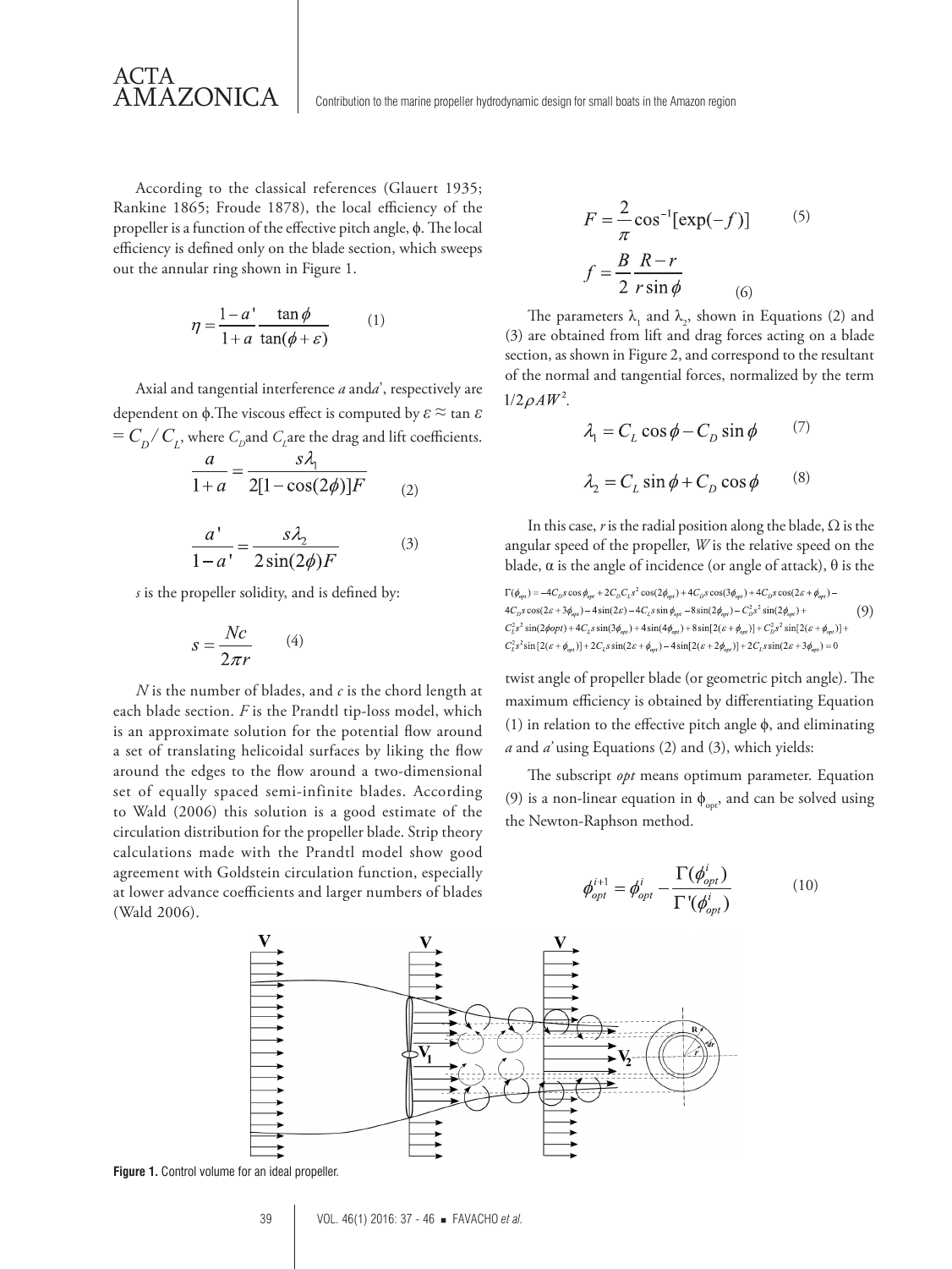According to the classical references (Glauert 1935; Rankine 1865; Froude 1878), the local efficiency of the propeller is a function of the effective pitch angle, ϕ. The local efficiency is defined only on the blade section, which sweeps out the annular ring shown in Figure 1.

$$\eta = \frac{1-a'}{1+a}\frac{\tan\phi}{\tan(\phi+\varepsilon)} \qquad (1)$$

Axial and tangential interference $a$ and $a'$, respectively are dependent on ϕ. The viscous effect is computed by $\varepsilon \approx \tan\varepsilon = C_D/C_L$, where $C_D$ and $C_L$ are the drag and lift coefficients.

$$\frac{a}{1+a} = \frac{s\lambda_1}{2[1-\cos(2\phi)]F} \qquad (2)$$

$$\frac{a'}{1-a'} = \frac{s\lambda_2}{2\sin(2\phi)F} \qquad (3)$$

$s$ is the propeller solidity, and is defined by:

$$s = \frac{Nc}{2\pi r} \qquad (4)$$

$N$ is the number of blades, and $c$ is the chord length at each blade section. $F$ is the Prandtl tip-loss model, which is an approximate solution for the potential flow around a set of translating helicoidal surfaces by liking the flow around the edges to the flow around a two-dimensional set of equally spaced semi-infinite blades. According to Wald (2006) this solution is a good estimate of the circulation distribution for the propeller blade. Strip theory calculations made with the Prandtl model show good agreement with Goldstein circulation function, especially at lower advance coefficients and larger numbers of blades (Wald 2006).

$$F = \frac{2}{\pi}\cos^{-1}[\exp(-f)] \qquad (5)$$

$$f = \frac{B}{2}\frac{R-r}{r\sin\phi} \qquad (6)$$

The parameters $\lambda_1$ and $\lambda_2$, shown in Equations (2) and (3) are obtained from lift and drag forces acting on a blade section, as shown in Figure 2, and correspond to the resultant of the normal and tangential forces, normalized by the term $1/2\rho AW^2$.

$$\lambda_1 = C_L\cos\phi - C_D\sin\phi \qquad (7)$$

$$\lambda_2 = C_L\sin\phi + C_D\cos\phi \qquad (8)$$

In this case, $r$ is the radial position along the blade, Ω is the angular speed of the propeller, $W$ is the relative speed on the blade, α is the angle of incidence (or angle of attack), θ is the twist angle of propeller blade (or geometric pitch angle). The maximum efficiency is obtained by differentiating Equation (1) in relation to the effective pitch angle ϕ, and eliminating $a$ and $a'$ using Equations (2) and (3), which yields:

$$\begin{aligned}
\Gamma(\phi_{opt}) = & -4C_D s\cos\phi_{opt} + 2C_D C_L s^2\cos(2\phi_{opt}) + 4C_D s\cos(3\phi_{opt}) + 4C_D s\cos(2\varepsilon+\phi_{opt}) - \\
& 4C_D s\cos(2\varepsilon+3\phi_{opt}) - 4\sin(2\varepsilon) - 4C_L s\sin\phi_{opt} - 8\sin(2\phi_{opt}) - C_D^2 s^2\sin(2\phi_{opt}) + \\
& C_L^2 s^2\sin(2\phi opt) + 4C_L s\sin(3\phi_{opt}) + 4\sin(4\phi_{opt}) + 8\sin[2(\varepsilon+\phi_{opt})] + C_D^2 s^2\sin[2(\varepsilon+\phi_{opt})] + \\
& C_L^2 s^2\sin[2(\varepsilon+\phi_{opt})] + 2C_L s\sin(2\varepsilon+\phi_{opt}) - 4\sin[2(\varepsilon+2\phi_{opt})] + 2C_L s\sin(2\varepsilon+3\phi_{opt}) = 0
\end{aligned} \qquad (9)$$

The subscript *opt* means optimum parameter. Equation (9) is a non-linear equation in $\phi_{opt}$, and can be solved using the Newton-Raphson method.

$$\phi_{opt}^{i+1} = \phi_{opt}^{i} - \frac{\Gamma(\phi_{opt}^{i})}{\Gamma'(\phi_{opt}^{i})} \qquad (10)$$

**Figure 1.** Control volume for an ideal propeller.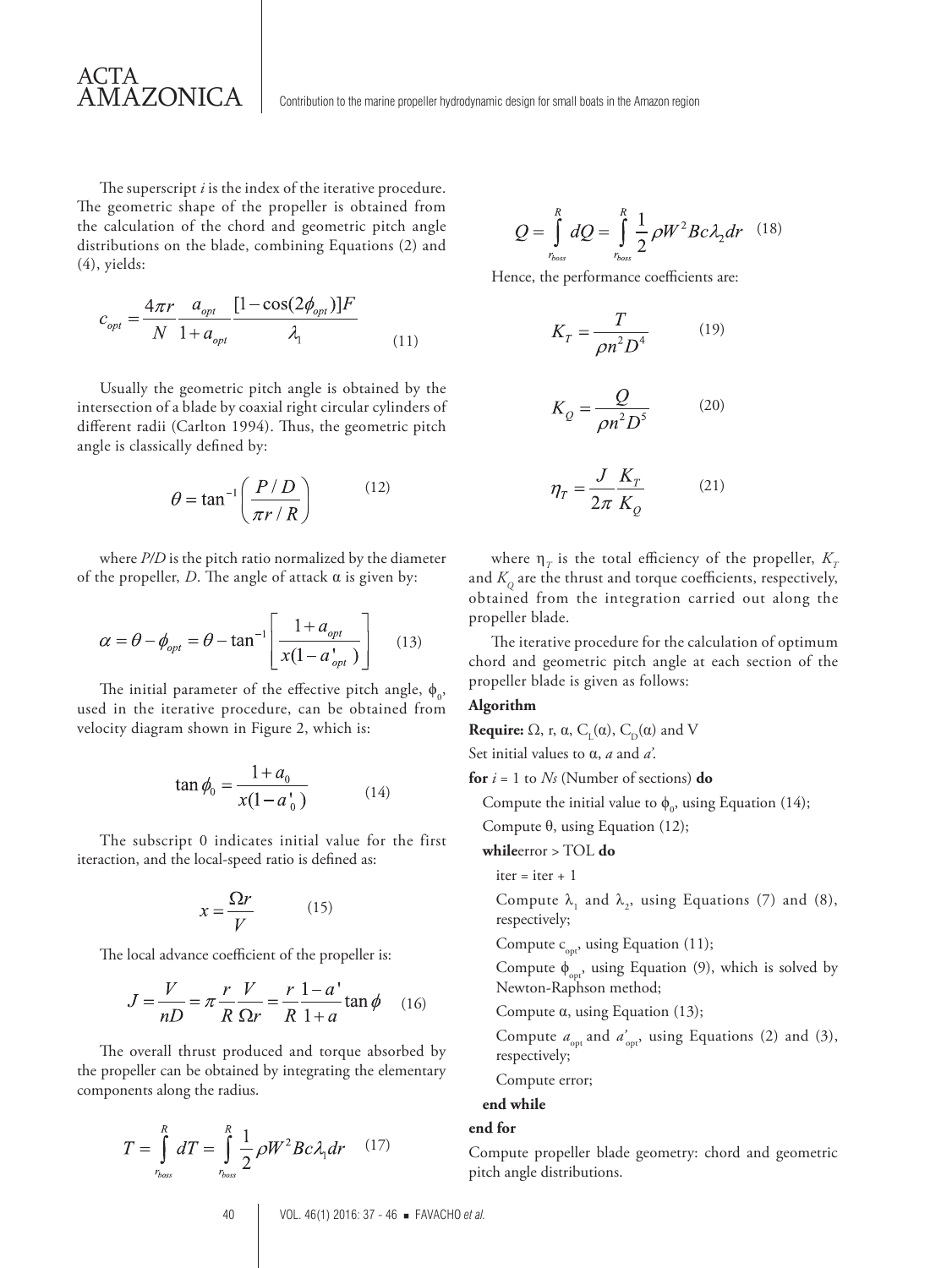The superscript *i* is the index of the iterative procedure. The geometric shape of the propeller is obtained from the calculation of the chord and geometric pitch angle distributions on the blade, combining Equations (2) and (4), yields:

$$c_{opt} = \frac{4\pi r}{N}\frac{a_{opt}}{1+a_{opt}}\frac{[1-\cos(2\phi_{opt})]F}{\lambda_1} \quad (11)$$

Usually the geometric pitch angle is obtained by the intersection of a blade by coaxial right circular cylinders of different radii (Carlton 1994). Thus, the geometric pitch angle is classically defined by:

$$\theta = \tan^{-1}\left(\frac{P/D}{\pi r/R}\right) \quad (12)$$

where *P/D* is the pitch ratio normalized by the diameter of the propeller, *D*. The angle of attack $\alpha$ is given by:

$$\alpha = \theta - \phi_{opt} = \theta - \tan^{-1}\left[\frac{1+a_{opt}}{x(1-a'_{opt})}\right] \quad (13)$$

The initial parameter of the effective pitch angle, $\phi_0$, used in the iterative procedure, can be obtained from velocity diagram shown in Figure 2, which is:

$$\tan\phi_0 = \frac{1+a_0}{x(1-a'_0)} \quad (14)$$

The subscript 0 indicates initial value for the first iteraction, and the local-speed ratio is defined as:

$$x = \frac{\Omega r}{V} \quad (15)$$

The local advance coefficient of the propeller is:

$$J = \frac{V}{nD} = \pi\frac{r}{R}\frac{V}{\Omega r} = \frac{r}{R}\frac{1-a'}{1+a}\tan\phi \quad (16)$$

The overall thrust produced and torque absorbed by the propeller can be obtained by integrating the elementary components along the radius.

$$T = \int_{r_{boss}}^{R} dT = \int_{r_{boss}}^{R} \frac{1}{2}\rho W^2 Bc\lambda_1 dr \quad (17)$$

$$Q = \int_{r_{boss}}^{R} dQ = \int_{r_{boss}}^{R} \frac{1}{2}\rho W^2 Bc\lambda_2 dr \quad (18)$$

Hence, the performance coefficients are:

$$K_T = \frac{T}{\rho n^2 D^4} \quad (19)$$

$$K_Q = \frac{Q}{\rho n^2 D^5} \quad (20)$$

$$\eta_T = \frac{J}{2\pi}\frac{K_T}{K_Q} \quad (21)$$

where $\eta_T$ is the total efficiency of the propeller, $K_T$ and $K_Q$ are the thrust and torque coefficients, respectively, obtained from the integration carried out along the propeller blade.

The iterative procedure for the calculation of optimum chord and geometric pitch angle at each section of the propeller blade is given as follows:

**Algorithm**

**Require:** $\Omega$, r, $\alpha$, $C_L(\alpha)$, $C_D(\alpha)$ and V

Set initial values to $\alpha$, *a* and *a'*.

**for** *i* = 1 to *Ns* (Number of sections) **do**

  Compute the initial value to $\phi_0$, using Equation (14);

  Compute $\theta$, using Equation (12);

  **while**error > TOL **do**

    iter = iter + 1

    Compute $\lambda_1$ and $\lambda_2$, using Equations (7) and (8), respectively;

    Compute $c_{opt}$, using Equation (11);

    Compute $\phi_{opt}$, using Equation (9), which is solved by Newton-Raphson method;

    Compute $\alpha$, using Equation (13);

    Compute $a_{opt}$ and $a'_{opt}$, using Equations (2) and (3), respectively;

    Compute error;

  **end while**

**end for**

Compute propeller blade geometry: chord and geometric pitch angle distributions.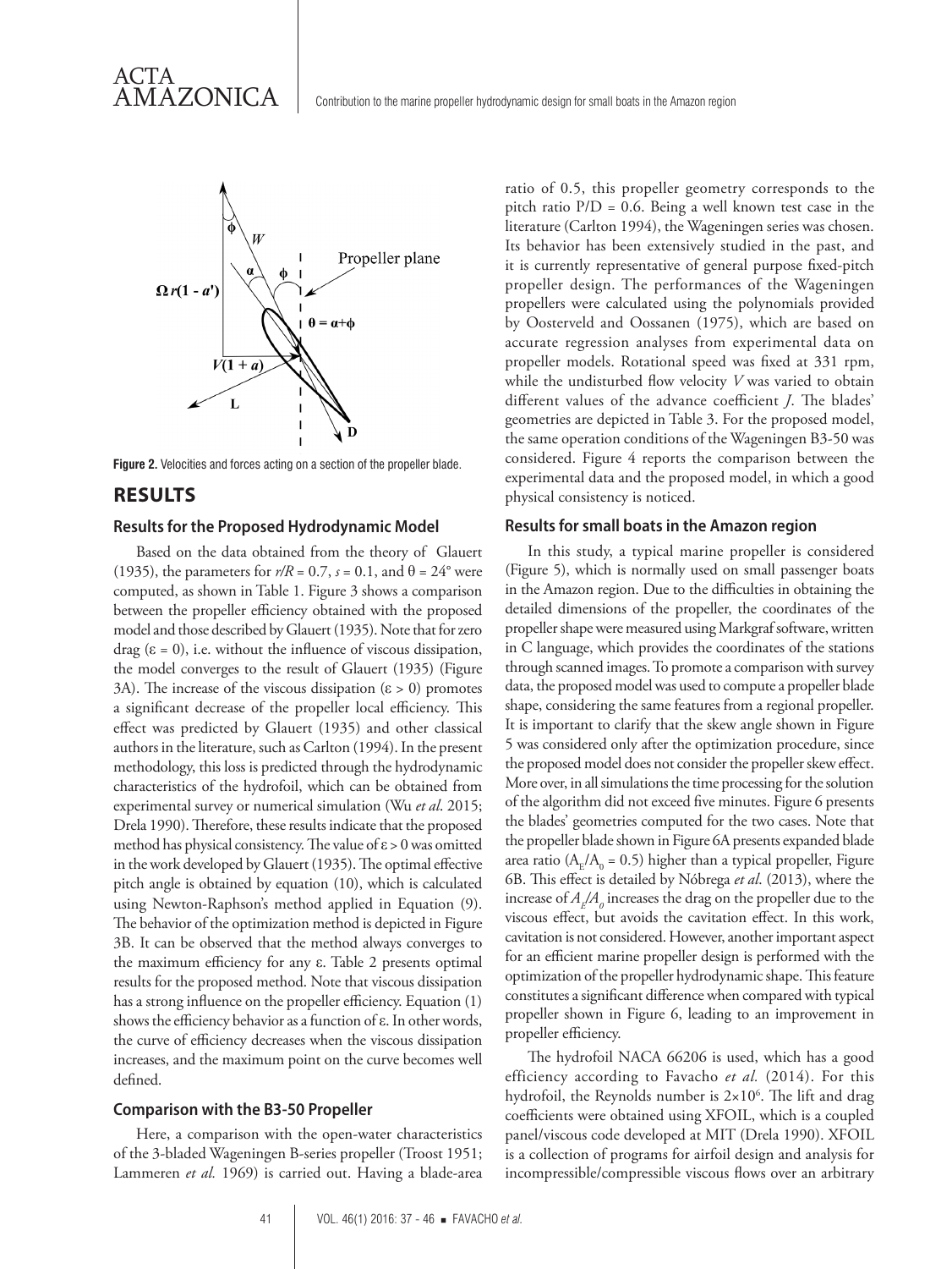Figure 2. Velocities and forces acting on a section of the propeller blade.

## RESULTS

### Results for the Proposed Hydrodynamic Model

Based on the data obtained from the theory of Glauert (1935), the parameters for $r/R = 0.7$, $s = 0.1$, and $\theta = 24°$ were computed, as shown in Table 1. Figure 3 shows a comparison between the propeller efficiency obtained with the proposed model and those described by Glauert (1935). Note that for zero drag ($\varepsilon = 0$), i.e. without the influence of viscous dissipation, the model converges to the result of Glauert (1935) (Figure 3A). The increase of the viscous dissipation ($\varepsilon > 0$) promotes a significant decrease of the propeller local efficiency. This effect was predicted by Glauert (1935) and other classical authors in the literature, such as Carlton (1994). In the present methodology, this loss is predicted through the hydrodynamic characteristics of the hydrofoil, which can be obtained from experimental survey or numerical simulation (Wu *et al*. 2015; Drela 1990). Therefore, these results indicate that the proposed method has physical consistency. The value of $\varepsilon > 0$ was omitted in the work developed by Glauert (1935). The optimal effective pitch angle is obtained by equation (10), which is calculated using Newton-Raphson's method applied in Equation (9). The behavior of the optimization method is depicted in Figure 3B. It can be observed that the method always converges to the maximum efficiency for any $\varepsilon$. Table 2 presents optimal results for the proposed method. Note that viscous dissipation has a strong influence on the propeller efficiency. Equation (1) shows the efficiency behavior as a function of $\varepsilon$. In other words, the curve of efficiency decreases when the viscous dissipation increases, and the maximum point on the curve becomes well defined.

### Comparison with the B3-50 Propeller

Here, a comparison with the open-water characteristics of the 3-bladed Wageningen B-series propeller (Troost 1951; Lammeren *et al.* 1969) is carried out. Having a blade-area ratio of 0.5, this propeller geometry corresponds to the pitch ratio $P/D = 0.6$. Being a well known test case in the literature (Carlton 1994), the Wageningen series was chosen. Its behavior has been extensively studied in the past, and it is currently representative of general purpose fixed-pitch propeller design. The performances of the Wageningen propellers were calculated using the polynomials provided by Oosterveld and Oossanen (1975), which are based on accurate regression analyses from experimental data on propeller models. Rotational speed was fixed at 331 rpm, while the undisturbed flow velocity $V$ was varied to obtain different values of the advance coefficient $J$. The blades' geometries are depicted in Table 3. For the proposed model, the same operation conditions of the Wageningen B3-50 was considered. Figure 4 reports the comparison between the experimental data and the proposed model, in which a good physical consistency is noticed.

### Results for small boats in the Amazon region

In this study, a typical marine propeller is considered (Figure 5), which is normally used on small passenger boats in the Amazon region. Due to the difficulties in obtaining the detailed dimensions of the propeller, the coordinates of the propeller shape were measured using Markgraf software, written in C language, which provides the coordinates of the stations through scanned images. To promote a comparison with survey data, the proposed model was used to compute a propeller blade shape, considering the same features from a regional propeller. It is important to clarify that the skew angle shown in Figure 5 was considered only after the optimization procedure, since the proposed model does not consider the propeller skew effect. More over, in all simulations the time processing for the solution of the algorithm did not exceed five minutes. Figure 6 presents the blades' geometries computed for the two cases. Note that the propeller blade shown in Figure 6A presents expanded blade area ratio ($A_E/A_0 = 0.5$) higher than a typical propeller, Figure 6B. This effect is detailed by Nóbrega *et al.* (2013), where the increase of $A_E/A_0$ increases the drag on the propeller due to the viscous effect, but avoids the cavitation effect. In this work, cavitation is not considered. However, another important aspect for an efficient marine propeller design is performed with the optimization of the propeller hydrodynamic shape. This feature constitutes a significant difference when compared with typical propeller shown in Figure 6, leading to an improvement in propeller efficiency.

The hydrofoil NACA 66206 is used, which has a good efficiency according to Favacho *et al.* (2014). For this hydrofoil, the Reynolds number is $2{\times}10^6$. The lift and drag coefficients were obtained using XFOIL, which is a coupled panel/viscous code developed at MIT (Drela 1990). XFOIL is a collection of programs for airfoil design and analysis for incompressible/compressible viscous flows over an arbitrary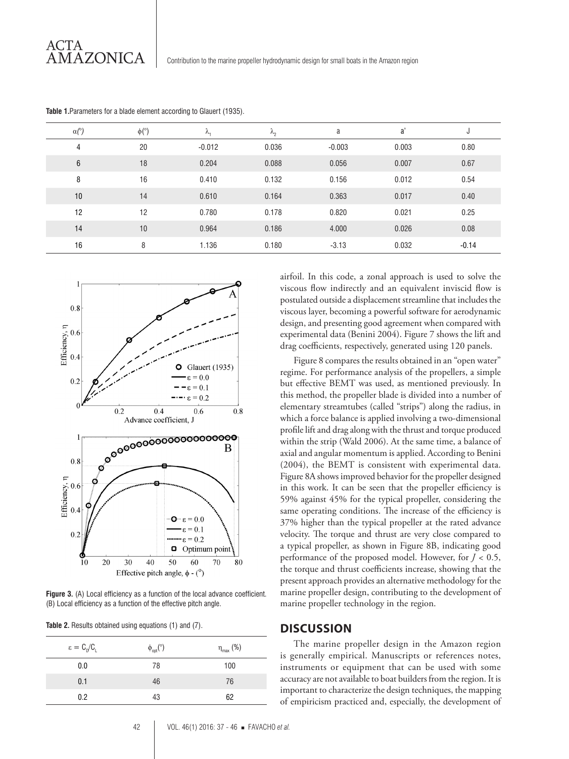**Table 1.** Parameters for a blade element according to Glauert (1935).

| $\alpha$(°) | $\phi$(°) | $\lambda_1$ | $\lambda_2$ | a | a' | J |
|---|---|---|---|---|---|---|
| 4 | 20 | -0.012 | 0.036 | -0.003 | 0.003 | 0.80 |
| 6 | 18 | 0.204 | 0.088 | 0.056 | 0.007 | 0.67 |
| 8 | 16 | 0.410 | 0.132 | 0.156 | 0.012 | 0.54 |
| 10 | 14 | 0.610 | 0.164 | 0.363 | 0.017 | 0.40 |
| 12 | 12 | 0.780 | 0.178 | 0.820 | 0.021 | 0.25 |
| 14 | 10 | 0.964 | 0.186 | 4.000 | 0.026 | 0.08 |
| 16 | 8 | 1.136 | 0.180 | -3.13 | 0.032 | -0.14 |

**Figure 3.** (A) Local efficiency as a function of the local advance coefficient. (B) Local efficiency as a function of the effective pitch angle.

**Table 2.** Results obtained using equations (1) and (7).

| $\varepsilon = C_D/C_L$ | $\phi_{opt}$(°) | $\eta_{max}$ (%) |
|---|---|---|
| 0.0 | 78 | 100 |
| 0.1 | 46 | 76 |
| 0.2 | 43 | 62 |

airfoil. In this code, a zonal approach is used to solve the viscous flow indirectly and an equivalent inviscid flow is postulated outside a displacement streamline that includes the viscous layer, becoming a powerful software for aerodynamic design, and presenting good agreement when compared with experimental data (Benini 2004). Figure 7 shows the lift and drag coefficients, respectively, generated using 120 panels.

Figure 8 compares the results obtained in an "open water" regime. For performance analysis of the propellers, a simple but effective BEMT was used, as mentioned previously. In this method, the propeller blade is divided into a number of elementary streamtubes (called "strips") along the radius, in which a force balance is applied involving a two-dimensional profile lift and drag along with the thrust and torque produced within the strip (Wald 2006). At the same time, a balance of axial and angular momentum is applied. According to Benini (2004), the BEMT is consistent with experimental data. Figure 8A shows improved behavior for the propeller designed in this work. It can be seen that the propeller efficiency is 59% against 45% for the typical propeller, considering the same operating conditions. The increase of the efficiency is 37% higher than the typical propeller at the rated advance velocity. The torque and thrust are very close compared to a typical propeller, as shown in Figure 8B, indicating good performance of the proposed model. However, for $J < 0.5$, the torque and thrust coefficients increase, showing that the present approach provides an alternative methodology for the marine propeller design, contributing to the development of marine propeller technology in the region.

## DISCUSSION

The marine propeller design in the Amazon region is generally empirical. Manuscripts or references notes, instruments or equipment that can be used with some accuracy are not available to boat builders from the region. It is important to characterize the design techniques, the mapping of empiricism practiced and, especially, the development of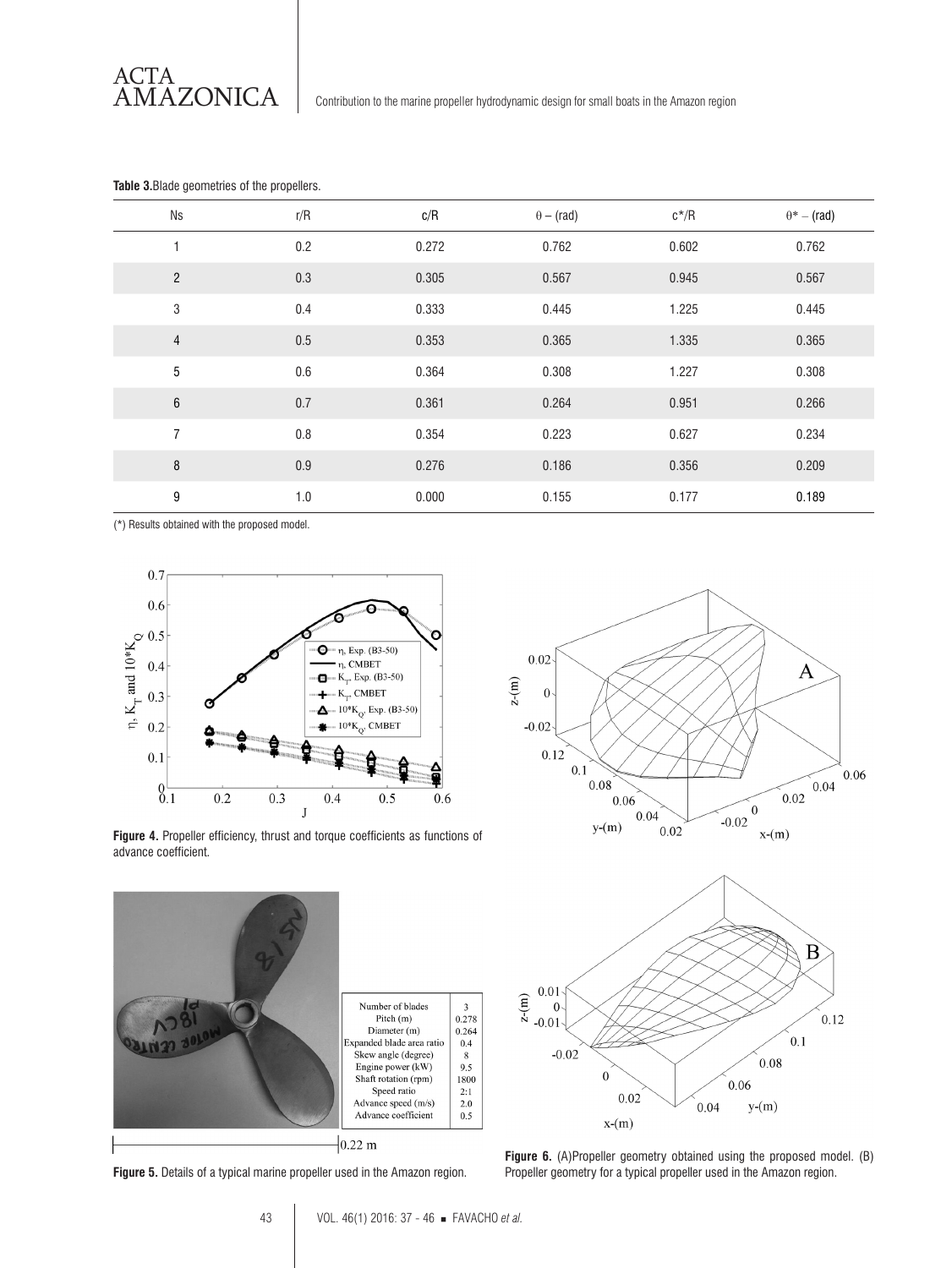**Table 3.** Blade geometries of the propellers.

| Ns | r/R | c/R | $\theta$ – (rad) | c*/R | $\theta$* – (rad) |
|---|---|---|---|---|---|
| 1 | 0.2 | 0.272 | 0.762 | 0.602 | 0.762 |
| 2 | 0.3 | 0.305 | 0.567 | 0.945 | 0.567 |
| 3 | 0.4 | 0.333 | 0.445 | 1.225 | 0.445 |
| 4 | 0.5 | 0.353 | 0.365 | 1.335 | 0.365 |
| 5 | 0.6 | 0.364 | 0.308 | 1.227 | 0.308 |
| 6 | 0.7 | 0.361 | 0.264 | 0.951 | 0.266 |
| 7 | 0.8 | 0.354 | 0.223 | 0.627 | 0.234 |
| 8 | 0.9 | 0.276 | 0.186 | 0.356 | 0.209 |
| 9 | 1.0 | 0.000 | 0.155 | 0.177 | 0.189 |

(*) Results obtained with the proposed model.

**Figure 4.** Propeller efficiency, thrust and torque coefficients as functions of advance coefficient.

| Number of blades | 3 |
|---|---|
| Pitch (m) | 0.278 |
| Diameter (m) | 0.264 |
| Expanded blade area ratio | 0.4 |
| Skew angle (degree) | 8 |
| Engine power (kW) | 9.5 |
| Shaft rotation (rpm) | 1800 |
| Speed ratio | 2:1 |
| Advance speed (m/s) | 2.0 |
| Advance coefficient | 0.5 |

**Figure 5.** Details of a typical marine propeller used in the Amazon region.

**Figure 6.** (A)Propeller geometry obtained using the proposed model. (B) Propeller geometry for a typical propeller used in the Amazon region.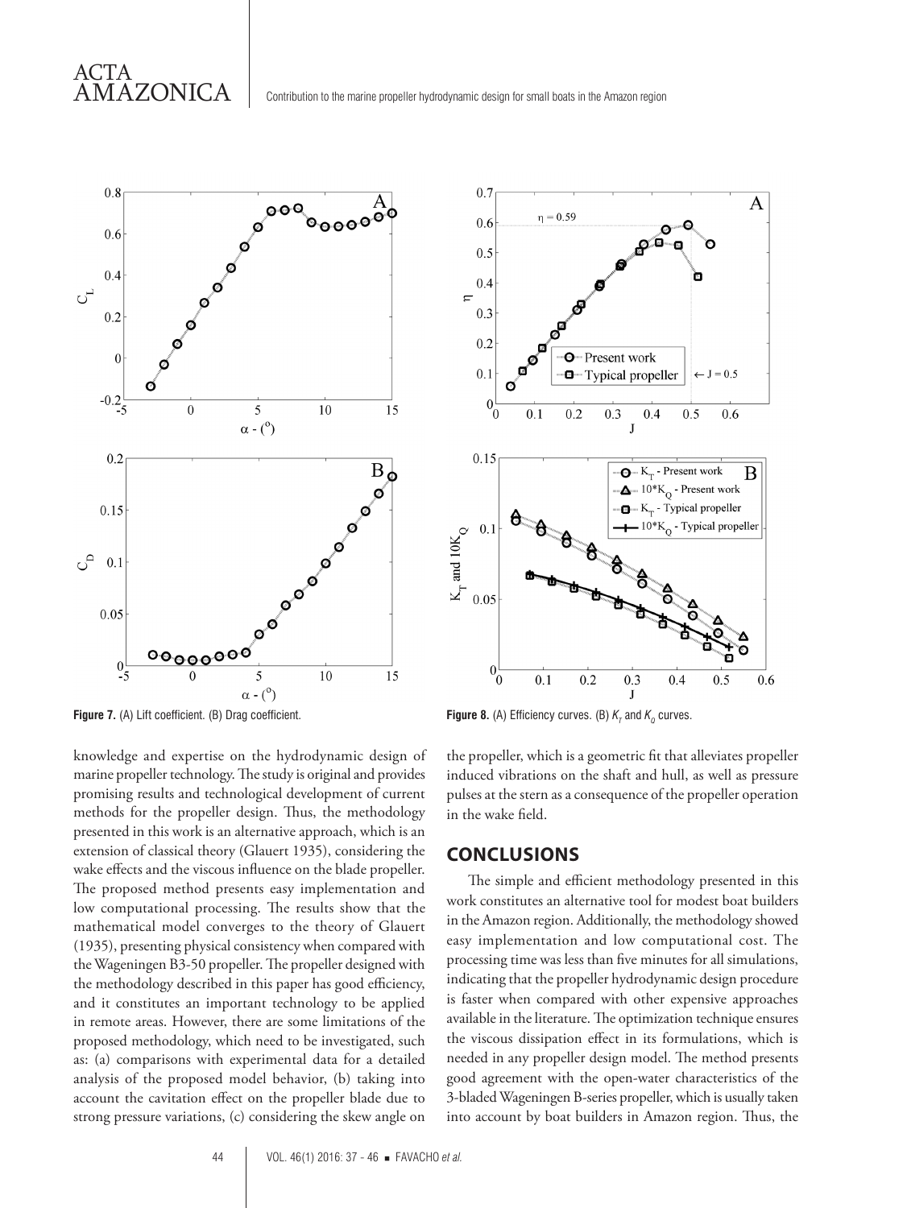Figure 7. (A) Lift coefficient. (B) Drag coefficient.

Figure 8. (A) Efficiency curves. (B) $K_T$ and $K_Q$ curves.

knowledge and expertise on the hydrodynamic design of marine propeller technology. The study is original and provides promising results and technological development of current methods for the propeller design. Thus, the methodology presented in this work is an alternative approach, which is an extension of classical theory (Glauert 1935), considering the wake effects and the viscous influence on the blade propeller. The proposed method presents easy implementation and low computational processing. The results show that the mathematical model converges to the theory of Glauert (1935), presenting physical consistency when compared with the Wageningen B3-50 propeller. The propeller designed with the methodology described in this paper has good efficiency, and it constitutes an important technology to be applied in remote areas. However, there are some limitations of the proposed methodology, which need to be investigated, such as: (a) comparisons with experimental data for a detailed analysis of the proposed model behavior, (b) taking into account the cavitation effect on the propeller blade due to strong pressure variations, (c) considering the skew angle on the propeller, which is a geometric fit that alleviates propeller induced vibrations on the shaft and hull, as well as pressure pulses at the stern as a consequence of the propeller operation in the wake field.

## CONCLUSIONS

The simple and efficient methodology presented in this work constitutes an alternative tool for modest boat builders in the Amazon region. Additionally, the methodology showed easy implementation and low computational cost. The processing time was less than five minutes for all simulations, indicating that the propeller hydrodynamic design procedure is faster when compared with other expensive approaches available in the literature. The optimization technique ensures the viscous dissipation effect in its formulations, which is needed in any propeller design model. The method presents good agreement with the open-water characteristics of the 3-bladed Wageningen B-series propeller, which is usually taken into account by boat builders in Amazon region. Thus, the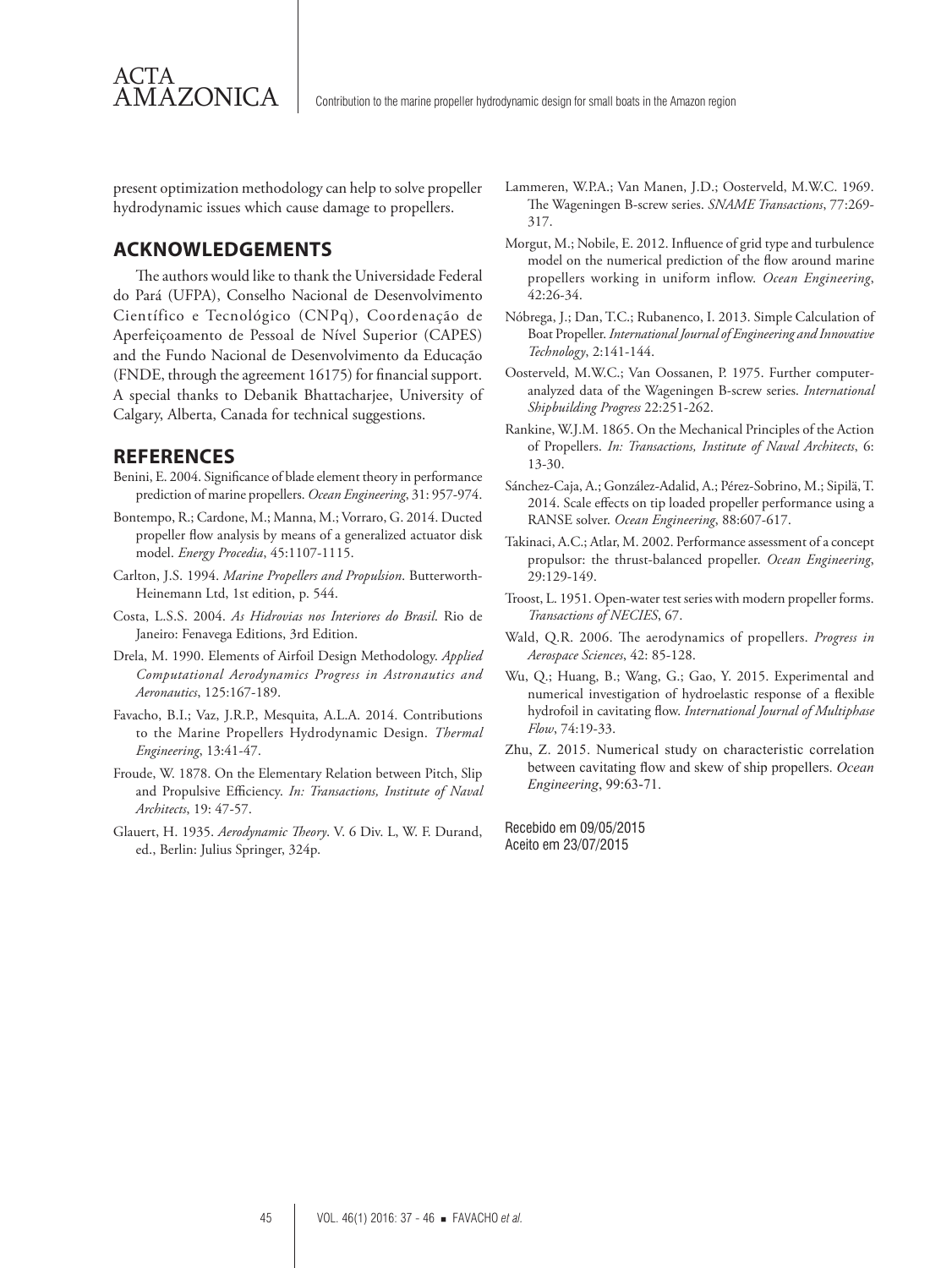present optimization methodology can help to solve propeller hydrodynamic issues which cause damage to propellers.

## ACKNOWLEDGEMENTS

The authors would like to thank the Universidade Federal do Pará (UFPA), Conselho Nacional de Desenvolvimento Científico e Tecnológico (CNPq), Coordenação de Aperfeiçoamento de Pessoal de Nível Superior (CAPES) and the Fundo Nacional de Desenvolvimento da Educação (FNDE, through the agreement 16175) for financial support. A special thanks to Debanik Bhattacharjee, University of Calgary, Alberta, Canada for technical suggestions.

## REFERENCES

Benini, E. 2004. Significance of blade element theory in performance prediction of marine propellers. *Ocean Engineering*, 31: 957-974.

Bontempo, R.; Cardone, M.; Manna, M.; Vorraro, G. 2014. Ducted propeller flow analysis by means of a generalized actuator disk model. *Energy Procedia*, 45:1107-1115.

Carlton, J.S. 1994. *Marine Propellers and Propulsion*. Butterworth-Heinemann Ltd, 1st edition, p. 544.

Costa, L.S.S. 2004. *As Hidrovias nos Interiores do Brasil*. Rio de Janeiro: Fenavega Editions, 3rd Edition.

Drela, M. 1990. Elements of Airfoil Design Methodology. *Applied Computational Aerodynamics Progress in Astronautics and Aeronautics*, 125:167-189.

Favacho, B.I.; Vaz, J.R.P., Mesquita, A.L.A. 2014. Contributions to the Marine Propellers Hydrodynamic Design. *Thermal Engineering*, 13:41-47.

Froude, W. 1878. On the Elementary Relation between Pitch, Slip and Propulsive Efficiency. *In: Transactions, Institute of Naval Architects*, 19: 47-57.

Glauert, H. 1935. *Aerodynamic Theory*. V. 6 Div. L, W. F. Durand, ed., Berlin: Julius Springer, 324p.

Lammeren, W.P.A.; Van Manen, J.D.; Oosterveld, M.W.C. 1969. The Wageningen B-screw series. *SNAME Transactions*, 77:269-317.

Morgut, M.; Nobile, E. 2012. Influence of grid type and turbulence model on the numerical prediction of the flow around marine propellers working in uniform inflow. *Ocean Engineering*, 42:26-34.

Nóbrega, J.; Dan, T.C.; Rubanenco, I. 2013. Simple Calculation of Boat Propeller. *International Journal of Engineering and Innovative Technology*, 2:141-144.

Oosterveld, M.W.C.; Van Oossanen, P. 1975. Further computer-analyzed data of the Wageningen B-screw series. *International Shipbuilding Progress* 22:251-262.

Rankine, W.J.M. 1865. On the Mechanical Principles of the Action of Propellers. *In: Transactions, Institute of Naval Architects*, 6: 13-30.

Sánchez-Caja, A.; González-Adalid, A.; Pérez-Sobrino, M.; Sipilä, T. 2014. Scale effects on tip loaded propeller performance using a RANSE solver. *Ocean Engineering*, 88:607-617.

Takinaci, A.C.; Atlar, M. 2002. Performance assessment of a concept propulsor: the thrust-balanced propeller. *Ocean Engineering*, 29:129-149.

Troost, L. 1951. Open-water test series with modern propeller forms. *Transactions of NECIES*, 67.

Wald, Q.R. 2006. The aerodynamics of propellers. *Progress in Aerospace Sciences*, 42: 85-128.

Wu, Q.; Huang, B.; Wang, G.; Gao, Y. 2015. Experimental and numerical investigation of hydroelastic response of a flexible hydrofoil in cavitating flow. *International Journal of Multiphase Flow*, 74:19-33.

Zhu, Z. 2015. Numerical study on characteristic correlation between cavitating flow and skew of ship propellers. *Ocean Engineering*, 99:63-71.

Recebido em 09/05/2015
Aceito em 23/07/2015